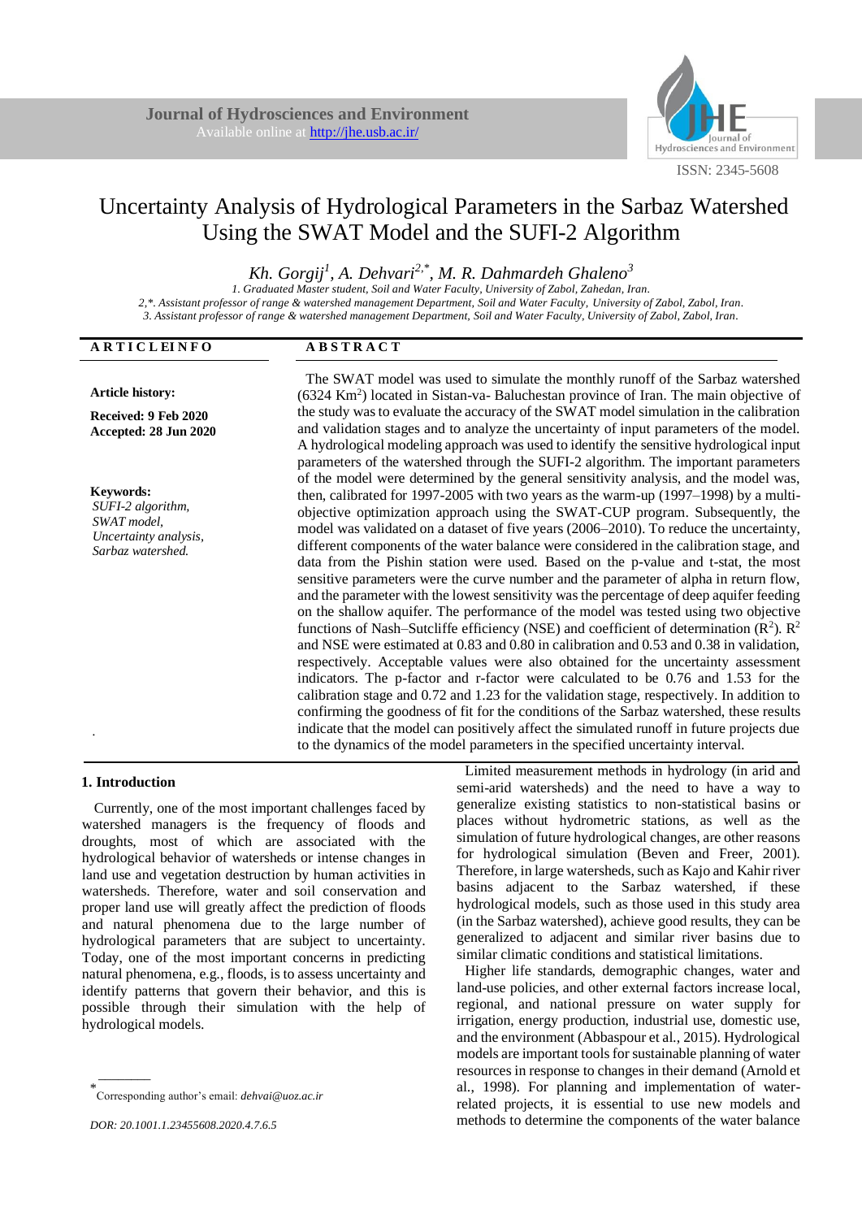Journal of Hydrosciences and Environment

Available online at http://jhe.usb.ac.ir/

ISSN: 2345-5608

# Uncertainty Analysis of Hydrological Parameters in the Sarbaz Watershed Using the SWAT Model and the SUFI-2 Algorithm

*Kh. Gorgij*[1], *A. Dehvari*[2,*], *M. R. Dahmardeh Ghaleno*[3]

*1. Graduated Master student, Soil and Water Faculty, University of Zabol, Zahedan, Iran.*
*2,\*. Assistant professor of range & watershed management Department, Soil and Water Faculty, University of Zabol, Zabol, Iran.*
*3. Assistant professor of range & watershed management Department, Soil and Water Faculty, University of Zabol, Zabol, Iran.*

**ARTICLE INFO**

**Article history:**

**Received: 9 Feb 2020**
**Accepted: 28 Jun 2020**

**Keywords:**
*SUFI-2 algorithm,*
*SWAT model,*
*Uncertainty analysis,*
*Sarbaz watershed.*

**ABSTRACT**

The SWAT model was used to simulate the monthly runoff of the Sarbaz watershed (6324 $Km^2$) located in Sistan-va- Baluchestan province of Iran. The main objective of the study was to evaluate the accuracy of the SWAT model simulation in the calibration and validation stages and to analyze the uncertainty of input parameters of the model. A hydrological modeling approach was used to identify the sensitive hydrological input parameters of the watershed through the SUFI-2 algorithm. The important parameters of the model were determined by the general sensitivity analysis, and the model was, then, calibrated for 1997-2005 with two years as the warm-up (1997–1998) by a multi-objective optimization approach using the SWAT-CUP program. Subsequently, the model was validated on a dataset of five years (2006–2010). To reduce the uncertainty, different components of the water balance were considered in the calibration stage, and data from the Pishin station were used. Based on the p-value and t-stat, the most sensitive parameters were the curve number and the parameter of alpha in return flow, and the parameter with the lowest sensitivity was the percentage of deep aquifer feeding on the shallow aquifer. The performance of the model was tested using two objective functions of Nash–Sutcliffe efficiency (NSE) and coefficient of determination ($R^2$). $R^2$ and NSE were estimated at 0.83 and 0.80 in calibration and 0.53 and 0.38 in validation, respectively. Acceptable values were also obtained for the uncertainty assessment indicators. The p-factor and r-factor were calculated to be 0.76 and 1.53 for the calibration stage and 0.72 and 1.23 for the validation stage, respectively. In addition to confirming the goodness of fit for the conditions of the Sarbaz watershed, these results indicate that the model can positively affect the simulated runoff in future projects due to the dynamics of the model parameters in the specified uncertainty interval.

## 1. Introduction

Currently, one of the most important challenges faced by watershed managers is the frequency of floods and droughts, most of which are associated with the hydrological behavior of watersheds or intense changes in land use and vegetation destruction by human activities in watersheds. Therefore, water and soil conservation and proper land use will greatly affect the prediction of floods and natural phenomena due to the large number of hydrological parameters that are subject to uncertainty. Today, one of the most important concerns in predicting natural phenomena, e.g., floods, is to assess uncertainty and identify patterns that govern their behavior, and this is possible through their simulation with the help of hydrological models.

Limited measurement methods in hydrology (in arid and semi-arid watersheds) and the need to have a way to generalize existing statistics to non-statistical basins or places without hydrometric stations, as well as the simulation of future hydrological changes, are other reasons for hydrological simulation (Beven and Freer, 2001). Therefore, in large watersheds, such as Kajo and Kahir river basins adjacent to the Sarbaz watershed, if these hydrological models, such as those used in this study area (in the Sarbaz watershed), achieve good results, they can be generalized to adjacent and similar river basins due to similar climatic conditions and statistical limitations.

Higher life standards, demographic changes, water and land-use policies, and other external factors increase local, regional, and national pressure on water supply for irrigation, energy production, industrial use, domestic use, and the environment (Abbaspour et al., 2015). Hydrological models are important tools for sustainable planning of water resources in response to changes in their demand (Arnold et al., 1998). For planning and implementation of water-related projects, it is essential to use new models and methods to determine the components of the water balance

\* Corresponding author's email: *dehvai@uoz.ac.ir*

*DOR: 20.1001.1.23455608.2020.4.7.6.5*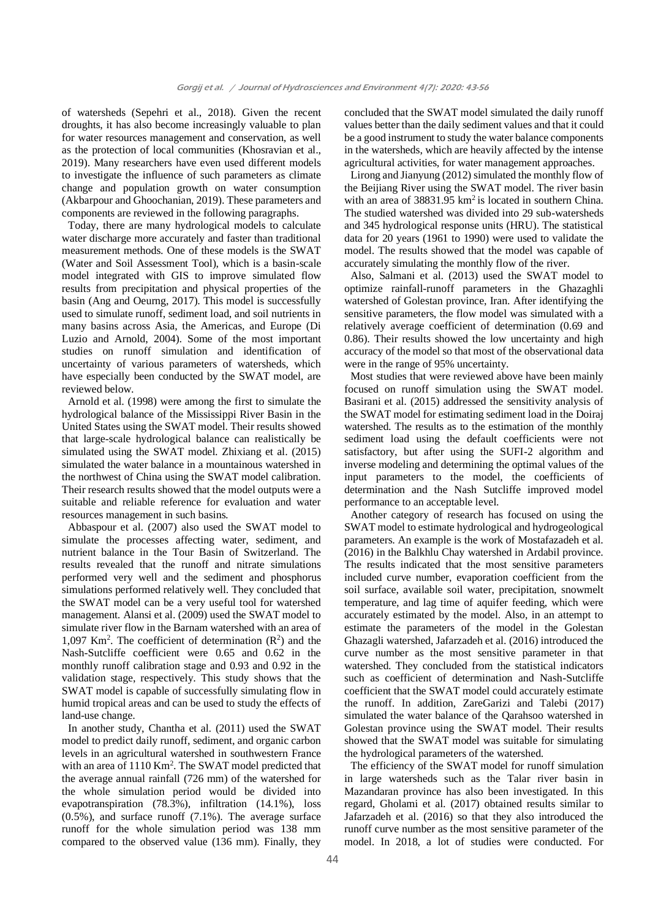of watersheds (Sepehri et al., 2018). Given the recent droughts, it has also become increasingly valuable to plan for water resources management and conservation, as well as the protection of local communities (Khosravian et al., 2019). Many researchers have even used different models to investigate the influence of such parameters as climate change and population growth on water consumption (Akbarpour and Ghoochanian, 2019). These parameters and components are reviewed in the following paragraphs.

Today, there are many hydrological models to calculate water discharge more accurately and faster than traditional measurement methods. One of these models is the SWAT (Water and Soil Assessment Tool), which is a basin-scale model integrated with GIS to improve simulated flow results from precipitation and physical properties of the basin (Ang and Oeurng, 2017). This model is successfully used to simulate runoff, sediment load, and soil nutrients in many basins across Asia, the Americas, and Europe (Di Luzio and Arnold, 2004). Some of the most important studies on runoff simulation and identification of uncertainty of various parameters of watersheds, which have especially been conducted by the SWAT model, are reviewed below.

Arnold et al. (1998) were among the first to simulate the hydrological balance of the Mississippi River Basin in the United States using the SWAT model. Their results showed that large-scale hydrological balance can realistically be simulated using the SWAT model. Zhixiang et al. (2015) simulated the water balance in a mountainous watershed in the northwest of China using the SWAT model calibration. Their research results showed that the model outputs were a suitable and reliable reference for evaluation and water resources management in such basins.

Abbaspour et al. (2007) also used the SWAT model to simulate the processes affecting water, sediment, and nutrient balance in the Tour Basin of Switzerland. The results revealed that the runoff and nitrate simulations performed very well and the sediment and phosphorus simulations performed relatively well. They concluded that the SWAT model can be a very useful tool for watershed management. Alansi et al. (2009) used the SWAT model to simulate river flow in the Barnam watershed with an area of 1,097 Km$^2$. The coefficient of determination ($R^2$) and the Nash-Sutcliffe coefficient were 0.65 and 0.62 in the monthly runoff calibration stage and 0.93 and 0.92 in the validation stage, respectively. This study shows that the SWAT model is capable of successfully simulating flow in humid tropical areas and can be used to study the effects of land-use change.

In another study, Chantha et al. (2011) used the SWAT model to predict daily runoff, sediment, and organic carbon levels in an agricultural watershed in southwestern France with an area of 1110 Km$^2$. The SWAT model predicted that the average annual rainfall (726 mm) of the watershed for the whole simulation period would be divided into evapotranspiration (78.3%), infiltration (14.1%), loss (0.5%), and surface runoff (7.1%). The average surface runoff for the whole simulation period was 138 mm compared to the observed value (136 mm). Finally, they concluded that the SWAT model simulated the daily runoff values better than the daily sediment values and that it could be a good instrument to study the water balance components in the watersheds, which are heavily affected by the intense agricultural activities, for water management approaches.

Lirong and Jianyung (2012) simulated the monthly flow of the Beijiang River using the SWAT model. The river basin with an area of 38831.95 km$^2$ is located in southern China. The studied watershed was divided into 29 sub-watersheds and 345 hydrological response units (HRU). The statistical data for 20 years (1961 to 1990) were used to validate the model. The results showed that the model was capable of accurately simulating the monthly flow of the river.

Also, Salmani et al. (2013) used the SWAT model to optimize rainfall-runoff parameters in the Ghazaghli watershed of Golestan province, Iran. After identifying the sensitive parameters, the flow model was simulated with a relatively average coefficient of determination (0.69 and 0.86). Their results showed the low uncertainty and high accuracy of the model so that most of the observational data were in the range of 95% uncertainty.

Most studies that were reviewed above have been mainly focused on runoff simulation using the SWAT model. Basirani et al. (2015) addressed the sensitivity analysis of the SWAT model for estimating sediment load in the Doiraj watershed. The results as to the estimation of the monthly sediment load using the default coefficients were not satisfactory, but after using the SUFI-2 algorithm and inverse modeling and determining the optimal values of the input parameters to the model, the coefficients of determination and the Nash Sutcliffe improved model performance to an acceptable level.

Another category of research has focused on using the SWAT model to estimate hydrological and hydrogeological parameters. An example is the work of Mostafazadeh et al. (2016) in the Balkhlu Chay watershed in Ardabil province. The results indicated that the most sensitive parameters included curve number, evaporation coefficient from the soil surface, available soil water, precipitation, snowmelt temperature, and lag time of aquifer feeding, which were accurately estimated by the model. Also, in an attempt to estimate the parameters of the model in the Golestan Ghazagli watershed, Jafarzadeh et al. (2016) introduced the curve number as the most sensitive parameter in that watershed. They concluded from the statistical indicators such as coefficient of determination and Nash-Sutcliffe coefficient that the SWAT model could accurately estimate the runoff. In addition, ZareGarizi and Talebi (2017) simulated the water balance of the Qarahsoo watershed in Golestan province using the SWAT model. Their results showed that the SWAT model was suitable for simulating the hydrological parameters of the watershed.

The efficiency of the SWAT model for runoff simulation in large watersheds such as the Talar river basin in Mazandaran province has also been investigated. In this regard, Gholami et al. (2017) obtained results similar to Jafarzadeh et al. (2016) so that they also introduced the runoff curve number as the most sensitive parameter of the model. In 2018, a lot of studies were conducted. For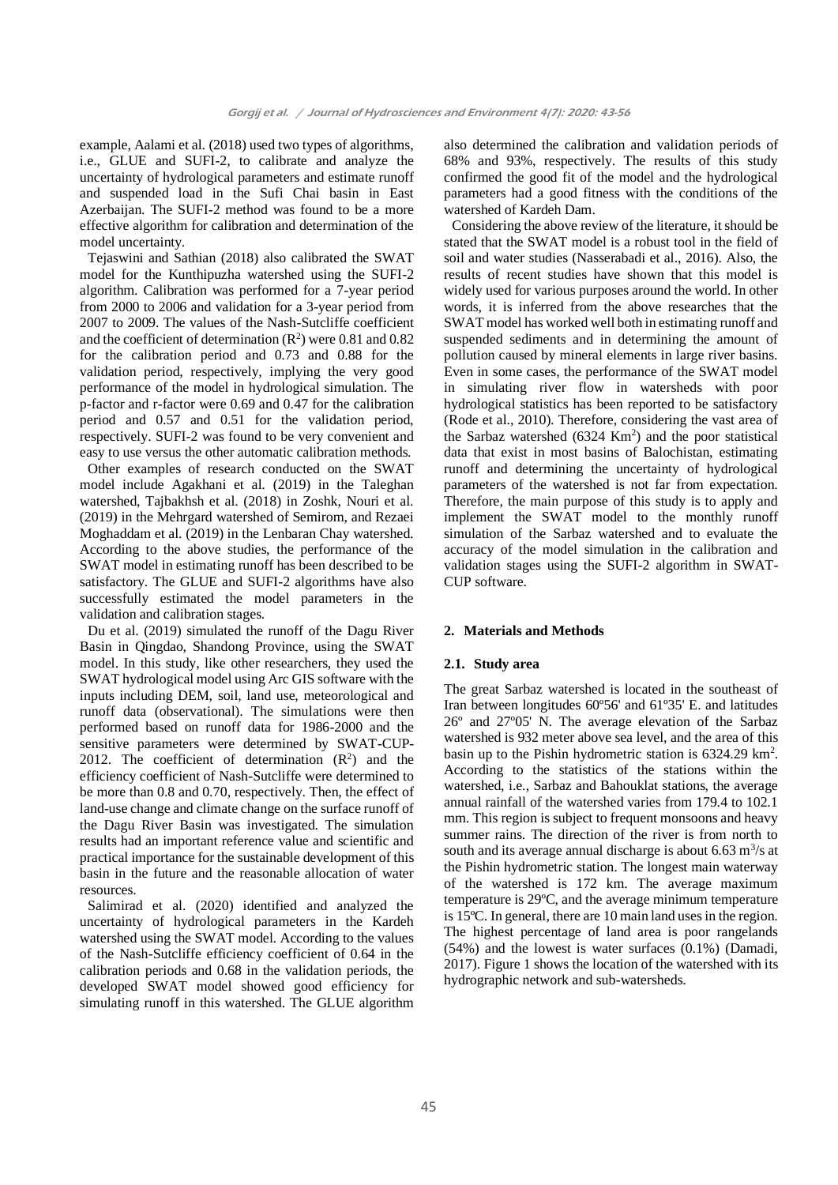example, Aalami et al. (2018) used two types of algorithms, i.e., GLUE and SUFI-2, to calibrate and analyze the uncertainty of hydrological parameters and estimate runoff and suspended load in the Sufi Chai basin in East Azerbaijan. The SUFI-2 method was found to be a more effective algorithm for calibration and determination of the model uncertainty.

Tejaswini and Sathian (2018) also calibrated the SWAT model for the Kunthipuzha watershed using the SUFI-2 algorithm. Calibration was performed for a 7-year period from 2000 to 2006 and validation for a 3-year period from 2007 to 2009. The values of the Nash-Sutcliffe coefficient and the coefficient of determination ($R^2$) were 0.81 and 0.82 for the calibration period and 0.73 and 0.88 for the validation period, respectively, implying the very good performance of the model in hydrological simulation. The p-factor and r-factor were 0.69 and 0.47 for the calibration period and 0.57 and 0.51 for the validation period, respectively. SUFI-2 was found to be very convenient and easy to use versus the other automatic calibration methods.

Other examples of research conducted on the SWAT model include Agakhani et al. (2019) in the Taleghan watershed, Tajbakhsh et al. (2018) in Zoshk, Nouri et al. (2019) in the Mehrgard watershed of Semirom, and Rezaei Moghaddam et al. (2019) in the Lenbaran Chay watershed. According to the above studies, the performance of the SWAT model in estimating runoff has been described to be satisfactory. The GLUE and SUFI-2 algorithms have also successfully estimated the model parameters in the validation and calibration stages.

Du et al. (2019) simulated the runoff of the Dagu River Basin in Qingdao, Shandong Province, using the SWAT model. In this study, like other researchers, they used the SWAT hydrological model using Arc GIS software with the inputs including DEM, soil, land use, meteorological and runoff data (observational). The simulations were then performed based on runoff data for 1986-2000 and the sensitive parameters were determined by SWAT-CUP-2012. The coefficient of determination ($R^2$) and the efficiency coefficient of Nash-Sutcliffe were determined to be more than 0.8 and 0.70, respectively. Then, the effect of land-use change and climate change on the surface runoff of the Dagu River Basin was investigated. The simulation results had an important reference value and scientific and practical importance for the sustainable development of this basin in the future and the reasonable allocation of water resources.

Salimirad et al. (2020) identified and analyzed the uncertainty of hydrological parameters in the Kardeh watershed using the SWAT model. According to the values of the Nash-Sutcliffe efficiency coefficient of 0.64 in the calibration periods and 0.68 in the validation periods, the developed SWAT model showed good efficiency for simulating runoff in this watershed. The GLUE algorithm also determined the calibration and validation periods of 68% and 93%, respectively. The results of this study confirmed the good fit of the model and the hydrological parameters had a good fitness with the conditions of the watershed of Kardeh Dam.

Considering the above review of the literature, it should be stated that the SWAT model is a robust tool in the field of soil and water studies (Nasserabadi et al., 2016). Also, the results of recent studies have shown that this model is widely used for various purposes around the world. In other words, it is inferred from the above researches that the SWAT model has worked well both in estimating runoff and suspended sediments and in determining the amount of pollution caused by mineral elements in large river basins. Even in some cases, the performance of the SWAT model in simulating river flow in watersheds with poor hydrological statistics has been reported to be satisfactory (Rode et al., 2010). Therefore, considering the vast area of the Sarbaz watershed (6324 $Km^2$) and the poor statistical data that exist in most basins of Balochistan, estimating runoff and determining the uncertainty of hydrological parameters of the watershed is not far from expectation. Therefore, the main purpose of this study is to apply and implement the SWAT model to the monthly runoff simulation of the Sarbaz watershed and to evaluate the accuracy of the model simulation in the calibration and validation stages using the SUFI-2 algorithm in SWAT-CUP software.

## 2. Materials and Methods

### 2.1. Study area

The great Sarbaz watershed is located in the southeast of Iran between longitudes 60º56' and 61º35' E. and latitudes 26º and 27º05' N. The average elevation of the Sarbaz watershed is 932 meter above sea level, and the area of this basin up to the Pishin hydrometric station is 6324.29 $km^2$. According to the statistics of the stations within the watershed, i.e., Sarbaz and Bahouklat stations, the average annual rainfall of the watershed varies from 179.4 to 102.1 mm. This region is subject to frequent monsoons and heavy summer rains. The direction of the river is from north to south and its average annual discharge is about 6.63 $m^3/s$ at the Pishin hydrometric station. The longest main waterway of the watershed is 172 km. The average maximum temperature is 29ºC, and the average minimum temperature is 15ºC. In general, there are 10 main land uses in the region. The highest percentage of land area is poor rangelands (54%) and the lowest is water surfaces (0.1%) (Damadi, 2017). Figure 1 shows the location of the watershed with its hydrographic network and sub-watersheds.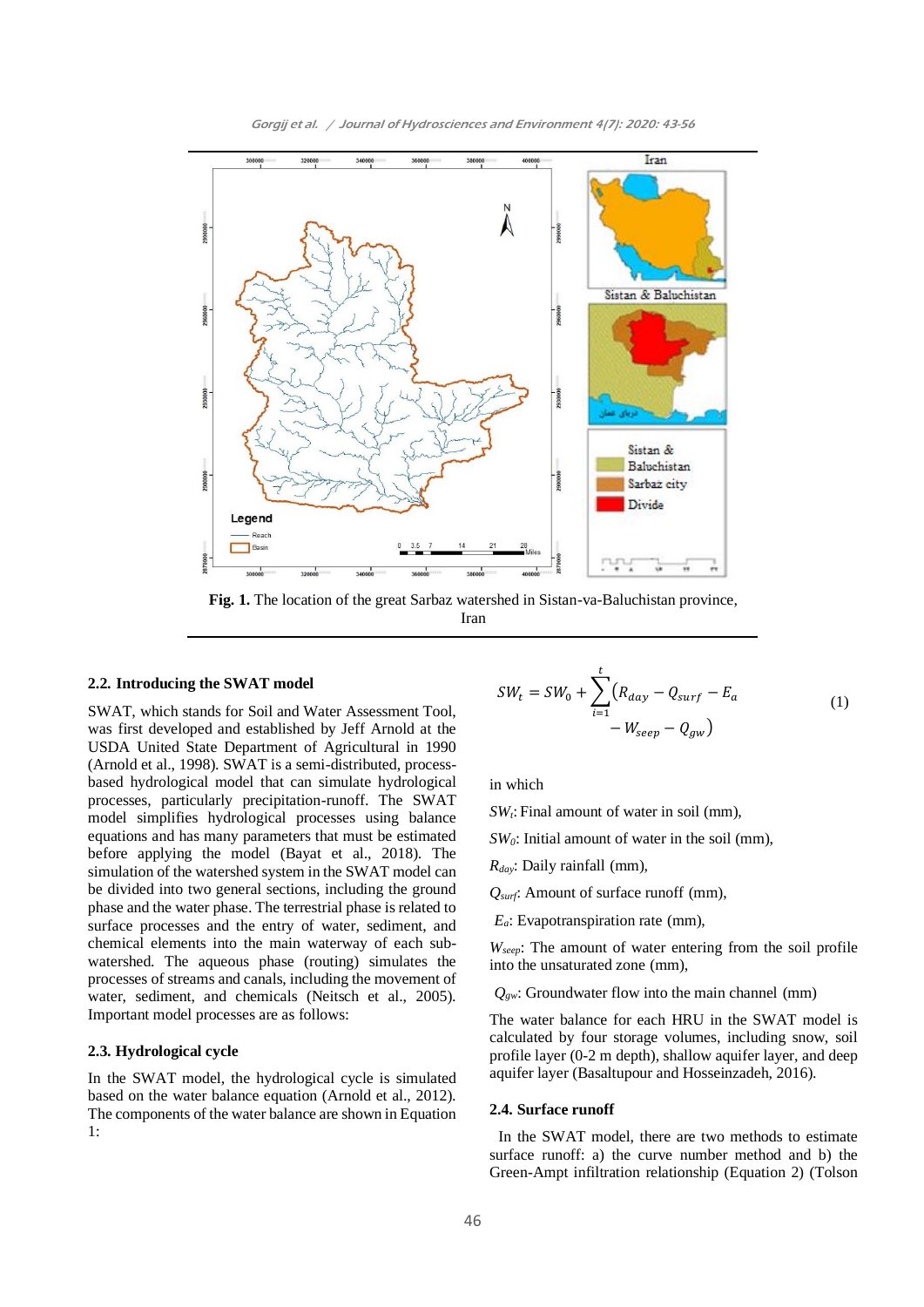**Fig. 1.** The location of the great Sarbaz watershed in Sistan-va-Baluchistan province, Iran

### 2.2. Introducing the SWAT model

SWAT, which stands for Soil and Water Assessment Tool, was first developed and established by Jeff Arnold at the USDA United State Department of Agricultural in 1990 (Arnold et al., 1998). SWAT is a semi-distributed, process-based hydrological model that can simulate hydrological processes, particularly precipitation-runoff. The SWAT model simplifies hydrological processes using balance equations and has many parameters that must be estimated before applying the model (Bayat et al., 2018). The simulation of the watershed system in the SWAT model can be divided into two general sections, including the ground phase and the water phase. The terrestrial phase is related to surface processes and the entry of water, sediment, and chemical elements into the main waterway of each sub-watershed. The aqueous phase (routing) simulates the processes of streams and canals, including the movement of water, sediment, and chemicals (Neitsch et al., 2005). Important model processes are as follows:

### 2.3. Hydrological cycle

In the SWAT model, the hydrological cycle is simulated based on the water balance equation (Arnold et al., 2012). The components of the water balance are shown in Equation 1:

$$SW_t = SW_0 + \sum_{i=1}^{t}\left(R_{day} - Q_{surf} - E_a - W_{seep} - Q_{gw}\right) \tag{1}$$

in which

$SW_t$: Final amount of water in soil (mm),

$SW_0$: Initial amount of water in the soil (mm),

$R_{day}$: Daily rainfall (mm),

$Q_{surf}$: Amount of surface runoff (mm),

$E_a$: Evapotranspiration rate (mm),

$W_{seep}$: The amount of water entering from the soil profile into the unsaturated zone (mm),

$Q_{gw}$: Groundwater flow into the main channel (mm)

The water balance for each HRU in the SWAT model is calculated by four storage volumes, including snow, soil profile layer (0-2 m depth), shallow aquifer layer, and deep aquifer layer (Basaltupour and Hosseinzadeh, 2016).

### 2.4. Surface runoff

In the SWAT model, there are two methods to estimate surface runoff: a) the curve number method and b) the Green-Ampt infiltration relationship (Equation 2) (Tolson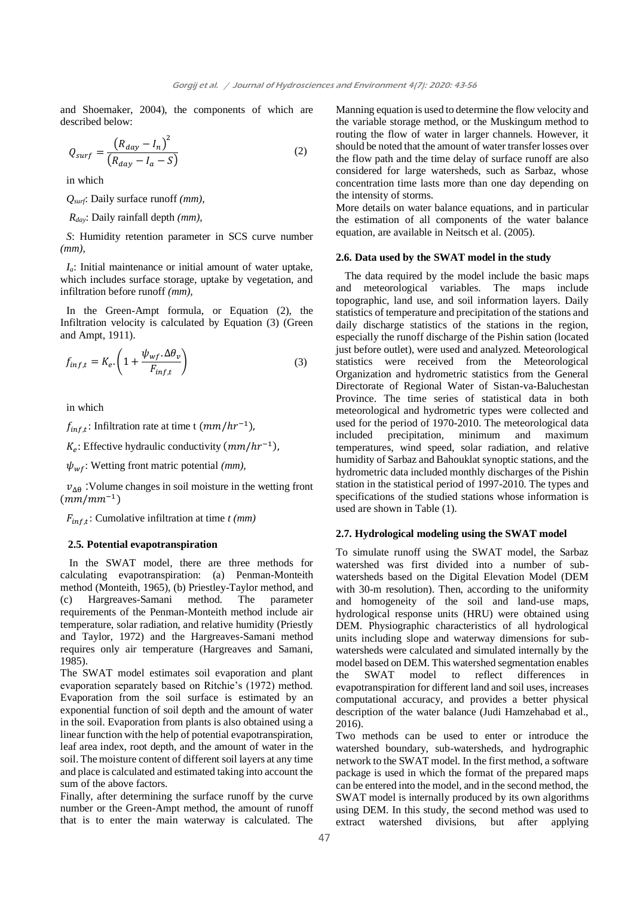and Shoemaker, 2004), the components of which are described below:

$$Q_{surf} = \frac{\left(R_{day} - I_n\right)^2}{\left(R_{day} - I_a - S\right)} \tag{2}$$

in which

$Q_{surf}$: Daily surface runoff *(mm),*

$R_{day}$: Daily rainfall depth *(mm),*

*S*: Humidity retention parameter in SCS curve number *(mm),*

$I_a$: Initial maintenance or initial amount of water uptake, which includes surface storage, uptake by vegetation, and infiltration before runoff *(mm),*

In the Green-Ampt formula, or Equation (2), the Infiltration velocity is calculated by Equation (3) (Green and Ampt, 1911).

$$f_{inf,t} = K_e . \left(1 + \frac{\psi_{wf} . \Delta\theta_v}{F_{inf,t}}\right) \tag{3}$$

in which

$f_{inf,t}$: Infiltration rate at time t $(mm/hr^{-1})$,

$K_e$: Effective hydraulic conductivity $(mm/hr^{-1})$,

$\psi_{wf}$: Wetting front matric potential *(mm),*

$v_{\Delta\theta}$ :Volume changes in soil moisture in the wetting front $(mm/mm^{-1})$

$F_{inf,t}$: Cumolative infiltration at time *t (mm)*

### 2.5. Potential evapotranspiration

In the SWAT model, there are three methods for calculating evapotranspiration: (a) Penman-Monteith method (Monteith, 1965), (b) Priestley-Taylor method, and (c) Hargreaves-Samani method. The parameter requirements of the Penman-Monteith method include air temperature, solar radiation, and relative humidity (Priestly and Taylor, 1972) and the Hargreaves-Samani method requires only air temperature (Hargreaves and Samani, 1985).

The SWAT model estimates soil evaporation and plant evaporation separately based on Ritchie's (1972) method. Evaporation from the soil surface is estimated by an exponential function of soil depth and the amount of water in the soil. Evaporation from plants is also obtained using a linear function with the help of potential evapotranspiration, leaf area index, root depth, and the amount of water in the soil. The moisture content of different soil layers at any time and place is calculated and estimated taking into account the sum of the above factors.

Finally, after determining the surface runoff by the curve number or the Green-Ampt method, the amount of runoff that is to enter the main waterway is calculated. The Manning equation is used to determine the flow velocity and the variable storage method, or the Muskingum method to routing the flow of water in larger channels. However, it should be noted that the amount of water transfer losses over the flow path and the time delay of surface runoff are also considered for large watersheds, such as Sarbaz, whose concentration time lasts more than one day depending on the intensity of storms.

More details on water balance equations, and in particular the estimation of all components of the water balance equation, are available in Neitsch et al. (2005).

### 2.6. Data used by the SWAT model in the study

The data required by the model include the basic maps and meteorological variables. The maps include topographic, land use, and soil information layers. Daily statistics of temperature and precipitation of the stations and daily discharge statistics of the stations in the region, especially the runoff discharge of the Pishin sation (located just before outlet), were used and analyzed. Meteorological statistics were received from the Meteorological Organization and hydrometric statistics from the General Directorate of Regional Water of Sistan-va-Baluchestan Province. The time series of statistical data in both meteorological and hydrometric types were collected and used for the period of 1970-2010. The meteorological data included precipitation, minimum and maximum temperatures, wind speed, solar radiation, and relative humidity of Sarbaz and Bahouklat synoptic stations, and the hydrometric data included monthly discharges of the Pishin station in the statistical period of 1997-2010. The types and specifications of the studied stations whose information is used are shown in Table (1).

### 2.7. Hydrological modeling using the SWAT model

To simulate runoff using the SWAT model, the Sarbaz watershed was first divided into a number of sub-watersheds based on the Digital Elevation Model (DEM with 30-m resolution). Then, according to the uniformity and homogeneity of the soil and land-use maps, hydrological response units (HRU) were obtained using DEM. Physiographic characteristics of all hydrological units including slope and waterway dimensions for sub-watersheds were calculated and simulated internally by the model based on DEM. This watershed segmentation enables the SWAT model to reflect differences in evapotranspiration for different land and soil uses, increases computational accuracy, and provides a better physical description of the water balance (Judi Hamzehabad et al., 2016).

Two methods can be used to enter or introduce the watershed boundary, sub-watersheds, and hydrographic network to the SWAT model. In the first method, a software package is used in which the format of the prepared maps can be entered into the model, and in the second method, the SWAT model is internally produced by its own algorithms using DEM. In this study, the second method was used to extract watershed divisions, but after applying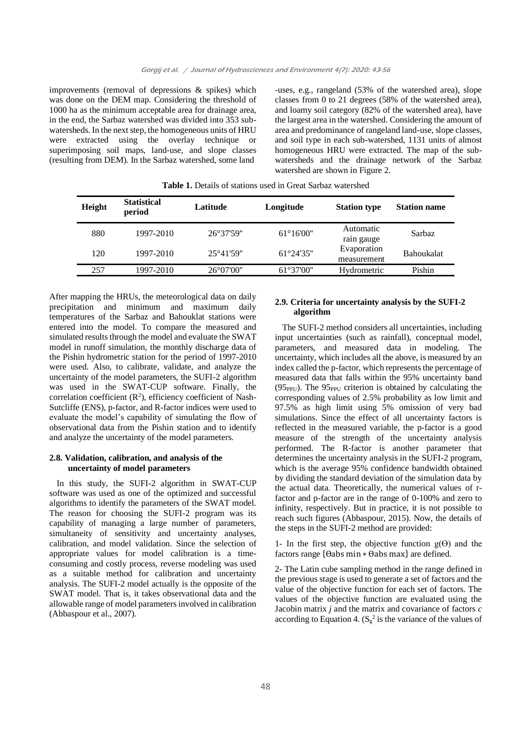improvements (removal of depressions & spikes) which was done on the DEM map. Considering the threshold of 1000 ha as the minimum acceptable area for drainage area, in the end, the Sarbaz watershed was divided into 353 sub-watersheds. In the next step, the homogeneous units of HRU were extracted using the overlay technique or superimposing soil maps, land-use, and slope classes (resulting from DEM). In the Sarbaz watershed, some land-uses, e.g., rangeland (53% of the watershed area), slope classes from 0 to 21 degrees (58% of the watershed area), and loamy soil category (82% of the watershed area), have the largest area in the watershed. Considering the amount of area and predominance of rangeland land-use, slope classes, and soil type in each sub-watershed, 1131 units of almost homogeneous HRU were extracted. The map of the sub-watersheds and the drainage network of the Sarbaz watershed are shown in Figure 2.

**Table 1.** Details of stations used in Great Sarbaz watershed

| Height | Statistical period | Latitude | Longitude | Station type | Station name |
|---|---|---|---|---|---|
| 880 | 1997-2010 | 26°37'59" | 61°16'00" | Automatic rain gauge | Sarbaz |
| 120 | 1997-2010 | 25°41'59" | 61°24'35" | Evaporation measurement | Bahoukalat |
| 257 | 1997-2010 | 26°07'00" | 61°37'00" | Hydrometric | Pishin |

After mapping the HRUs, the meteorological data on daily precipitation and minimum and maximum daily temperatures of the Sarbaz and Bahouklat stations were entered into the model. To compare the measured and simulated results through the model and evaluate the SWAT model in runoff simulation, the monthly discharge data of the Pishin hydrometric station for the period of 1997-2010 were used. Also, to calibrate, validate, and analyze the uncertainty of the model parameters, the SUFI-2 algorithm was used in the SWAT-CUP software. Finally, the correlation coefficient ($R^2$), efficiency coefficient of Nash-Sutcliffe (ENS), p-factor, and R-factor indices were used to evaluate the model's capability of simulating the flow of observational data from the Pishin station and to identify and analyze the uncertainty of the model parameters.

### 2.8. Validation, calibration, and analysis of the uncertainty of model parameters

In this study, the SUFI-2 algorithm in SWAT-CUP software was used as one of the optimized and successful algorithms to identify the parameters of the SWAT model. The reason for choosing the SUFI-2 program was its capability of managing a large number of parameters, simultaneity of sensitivity and uncertainty analyses, calibration, and model validation. Since the selection of appropriate values for model calibration is a time-consuming and costly process, reverse modeling was used as a suitable method for calibration and uncertainty analysis. The SUFI-2 model actually is the opposite of the SWAT model. That is, it takes observational data and the allowable range of model parameters involved in calibration (Abbaspour et al., 2007).

### 2.9. Criteria for uncertainty analysis by the SUFI-2 algorithm

The SUFI-2 method considers all uncertainties, including input uncertainties (such as rainfall), conceptual model, parameters, and measured data in modeling. The uncertainty, which includes all the above, is measured by an index called the p-factor, which represents the percentage of measured data that falls within the 95% uncertainty band ($95_{PPU}$). The $95_{PPU}$ criterion is obtained by calculating the corresponding values of 2.5% probability as low limit and 97.5% as high limit using 5% omission of very bad simulations. Since the effect of all uncertainty factors is reflected in the measured variable, the p-factor is a good measure of the strength of the uncertainty analysis performed. The R-factor is another parameter that determines the uncertainty analysis in the SUFI-2 program, which is the average 95% confidence bandwidth obtained by dividing the standard deviation of the simulation data by the actual data. Theoretically, the numerical values of r-factor and p-factor are in the range of 0-100% and zero to infinity, respectively. But in practice, it is not possible to reach such figures (Abbaspour, 2015). Now, the details of the steps in the SUFI-2 method are provided:

1- In the first step, the objective function $g(\Theta)$ and the factors range $\{\Theta abs\ min * \Theta abs\ max\}$ are defined.

2- The Latin cube sampling method in the range defined in the previous stage is used to generate a set of factors and the value of the objective function for each set of factors. The values of the objective function are evaluated using the Jacobin matrix *j* and the matrix and covariance of factors *c* according to Equation 4. ($S_g^2$ is the variance of the values of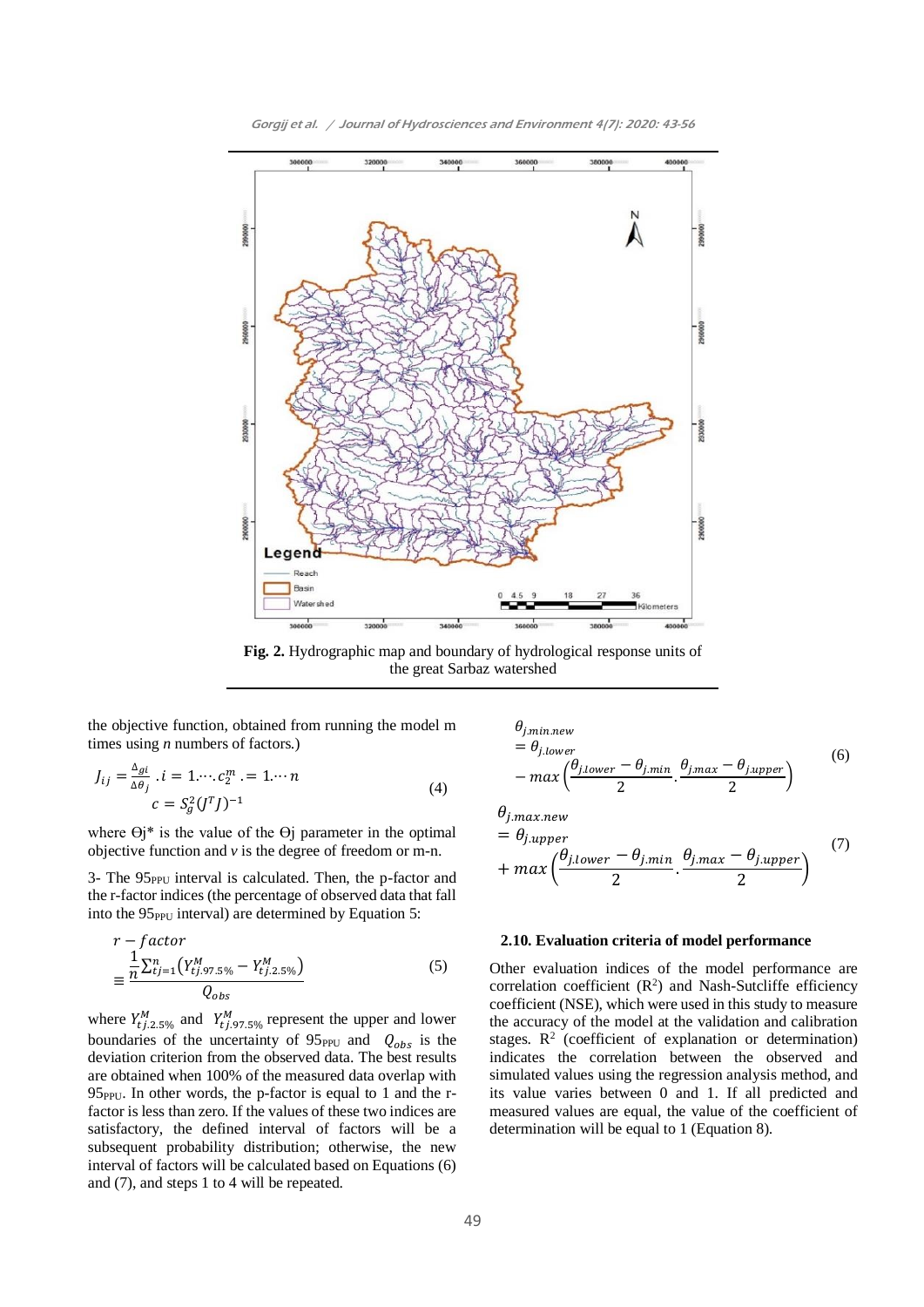Fig. 2. Hydrographic map and boundary of hydrological response units of the great Sarbaz watershed

the objective function, obtained from running the model m times using *n* numbers of factors.)

$$J_{ij} = \frac{\Delta_{gi}}{\Delta\theta_j} . i = 1.\cdots.c_2^m .= 1.\cdots n \qquad c = S_g^2(J^T J)^{-1} \tag{4}$$

where Ɵj* is the value of the Ɵj parameter in the optimal objective function and *v* is the degree of freedom or m-n.

3- The $95_{PPU}$ interval is calculated. Then, the p-factor and the r-factor indices (the percentage of observed data that fall into the $95_{PPU}$ interval) are determined by Equation 5:

$$r - factor \equiv \frac{\frac{1}{n}\sum_{tj=1}^{n}\left(Y_{tj.97.5\%}^{M} - Y_{tj.2.5\%}^{M}\right)}{Q_{obs}} \tag{5}$$

where $Y_{tj.2.5\%}^{M}$ and $Y_{tj.97.5\%}^{M}$ represent the upper and lower boundaries of the uncertainty of $95_{PPU}$ and $Q_{obs}$ is the deviation criterion from the observed data. The best results are obtained when 100% of the measured data overlap with $95_{PPU}$. In other words, the p-factor is equal to 1 and the r-factor is less than zero. If the values of these two indices are satisfactory, the defined interval of factors will be a subsequent probability distribution; otherwise, the new interval of factors will be calculated based on Equations (6) and (7), and steps 1 to 4 will be repeated.

$$\theta_{j.min.new} = \theta_{j.lower} - max\left(\frac{\theta_{j.lower} - \theta_{j.min}}{2}.\frac{\theta_{j.max} - \theta_{j.upper}}{2}\right) \tag{6}$$

$$\theta_{j.max.new} = \theta_{j.upper} + max\left(\frac{\theta_{j.lower} - \theta_{j.min}}{2}.\frac{\theta_{j.max} - \theta_{j.upper}}{2}\right) \tag{7}$$

### 2.10. Evaluation criteria of model performance

Other evaluation indices of the model performance are correlation coefficient ($R^2$) and Nash-Sutcliffe efficiency coefficient (NSE), which were used in this study to measure the accuracy of the model at the validation and calibration stages. $R^2$ (coefficient of explanation or determination) indicates the correlation between the observed and simulated values using the regression analysis method, and its value varies between 0 and 1. If all predicted and measured values are equal, the value of the coefficient of determination will be equal to 1 (Equation 8).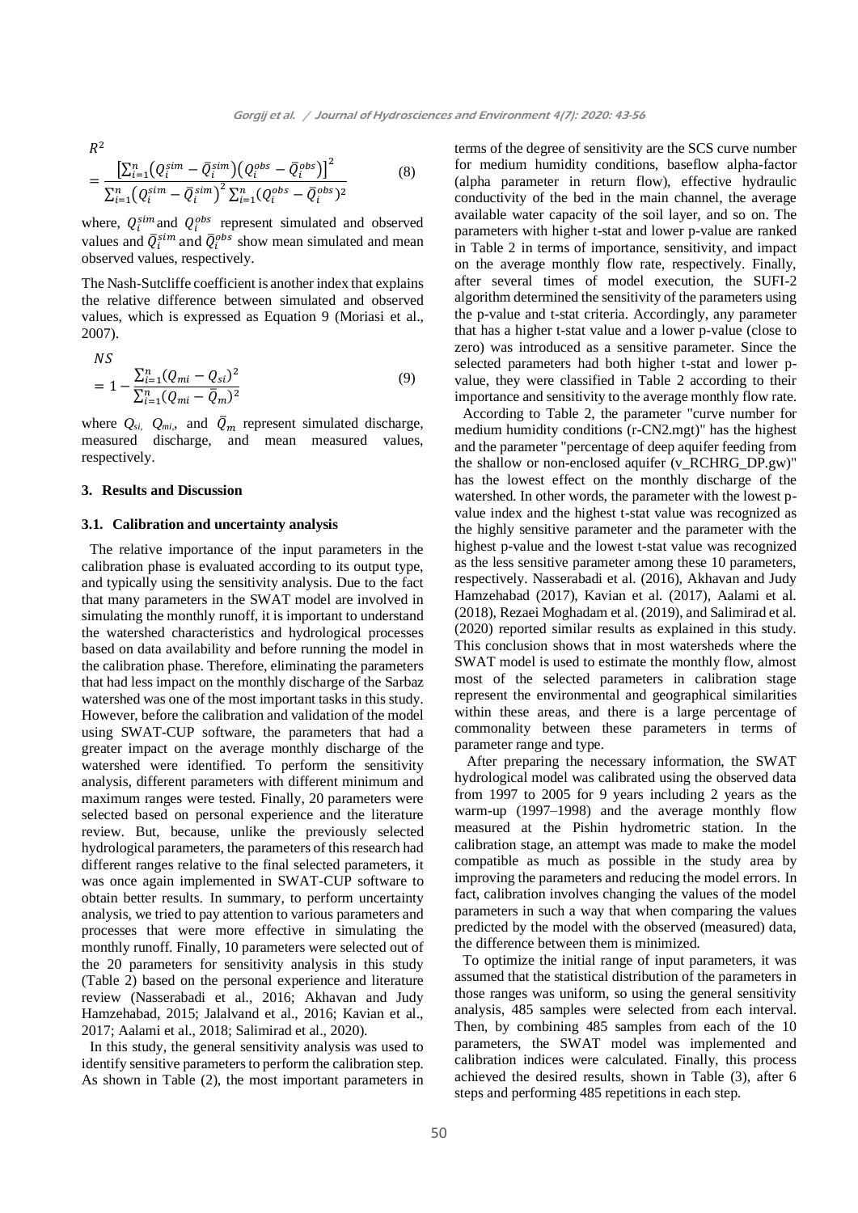$$R^2 = \frac{\left[\sum_{i=1}^{n}\left(Q_i^{sim} - \bar{Q}_i^{sim}\right)\left(Q_i^{obs} - \bar{Q}_i^{obs}\right)\right]^2}{\sum_{i=1}^{n}\left(Q_i^{sim} - \bar{Q}_i^{sim}\right)^2 \sum_{i=1}^{n}(Q_i^{obs} - \bar{Q}_i^{obs})^2} \quad (8)$$

where, $Q_i^{sim}$ and $Q_i^{obs}$ represent simulated and observed values and $\bar{Q}_i^{sim}$ and $\bar{Q}_i^{obs}$ show mean simulated and mean observed values, respectively.

The Nash-Sutcliffe coefficient is another index that explains the relative difference between simulated and observed values, which is expressed as Equation 9 (Moriasi et al., 2007).

$$NS = 1 - \frac{\sum_{i=1}^{n}(Q_{mi} - Q_{si})^2}{\sum_{i=1}^{n}(Q_{mi} - \bar{Q}_m)^2} \quad (9)$$

where $Q_{si}$, $Q_{mi}$, and $\bar{Q}_m$ represent simulated discharge, measured discharge, and mean measured values, respectively.

## 3. Results and Discussion

### 3.1. Calibration and uncertainty analysis

The relative importance of the input parameters in the calibration phase is evaluated according to its output type, and typically using the sensitivity analysis. Due to the fact that many parameters in the SWAT model are involved in simulating the monthly runoff, it is important to understand the watershed characteristics and hydrological processes based on data availability and before running the model in the calibration phase. Therefore, eliminating the parameters that had less impact on the monthly discharge of the Sarbaz watershed was one of the most important tasks in this study. However, before the calibration and validation of the model using SWAT-CUP software, the parameters that had a greater impact on the average monthly discharge of the watershed were identified. To perform the sensitivity analysis, different parameters with different minimum and maximum ranges were tested. Finally, 20 parameters were selected based on personal experience and the literature review. But, because, unlike the previously selected hydrological parameters, the parameters of this research had different ranges relative to the final selected parameters, it was once again implemented in SWAT-CUP software to obtain better results. In summary, to perform uncertainty analysis, we tried to pay attention to various parameters and processes that were more effective in simulating the monthly runoff. Finally, 10 parameters were selected out of the 20 parameters for sensitivity analysis in this study (Table 2) based on the personal experience and literature review (Nasserabadi et al., 2016; Akhavan and Judy Hamzehabad, 2015; Jalalvand et al., 2016; Kavian et al., 2017; Aalami et al., 2018; Salimirad et al., 2020).

In this study, the general sensitivity analysis was used to identify sensitive parameters to perform the calibration step. As shown in Table (2), the most important parameters in terms of the degree of sensitivity are the SCS curve number for medium humidity conditions, baseflow alpha-factor (alpha parameter in return flow), effective hydraulic conductivity of the bed in the main channel, the average available water capacity of the soil layer, and so on. The parameters with higher t-stat and lower p-value are ranked in Table 2 in terms of importance, sensitivity, and impact on the average monthly flow rate, respectively. Finally, after several times of model execution, the SUFI-2 algorithm determined the sensitivity of the parameters using the p-value and t-stat criteria. Accordingly, any parameter that has a higher t-stat value and a lower p-value (close to zero) was introduced as a sensitive parameter. Since the selected parameters had both higher t-stat and lower p-value, they were classified in Table 2 according to their importance and sensitivity to the average monthly flow rate.

According to Table 2, the parameter "curve number for medium humidity conditions (r-CN2.mgt)" has the highest and the parameter "percentage of deep aquifer feeding from the shallow or non-enclosed aquifer (v_RCHRG_DP.gw)" has the lowest effect on the monthly discharge of the watershed. In other words, the parameter with the lowest p-value index and the highest t-stat value was recognized as the highly sensitive parameter and the parameter with the highest p-value and the lowest t-stat value was recognized as the less sensitive parameter among these 10 parameters, respectively. Nasserabadi et al. (2016), Akhavan and Judy Hamzehabad (2017), Kavian et al. (2017), Aalami et al. (2018), Rezaei Moghadam et al. (2019), and Salimirad et al. (2020) reported similar results as explained in this study. This conclusion shows that in most watersheds where the SWAT model is used to estimate the monthly flow, almost most of the selected parameters in calibration stage represent the environmental and geographical similarities within these areas, and there is a large percentage of commonality between these parameters in terms of parameter range and type.

After preparing the necessary information, the SWAT hydrological model was calibrated using the observed data from 1997 to 2005 for 9 years including 2 years as the warm-up (1997–1998) and the average monthly flow measured at the Pishin hydrometric station. In the calibration stage, an attempt was made to make the model compatible as much as possible in the study area by improving the parameters and reducing the model errors. In fact, calibration involves changing the values of the model parameters in such a way that when comparing the values predicted by the model with the observed (measured) data, the difference between them is minimized.

To optimize the initial range of input parameters, it was assumed that the statistical distribution of the parameters in those ranges was uniform, so using the general sensitivity analysis, 485 samples were selected from each interval. Then, by combining 485 samples from each of the 10 parameters, the SWAT model was implemented and calibration indices were calculated. Finally, this process achieved the desired results, shown in Table (3), after 6 steps and performing 485 repetitions in each step.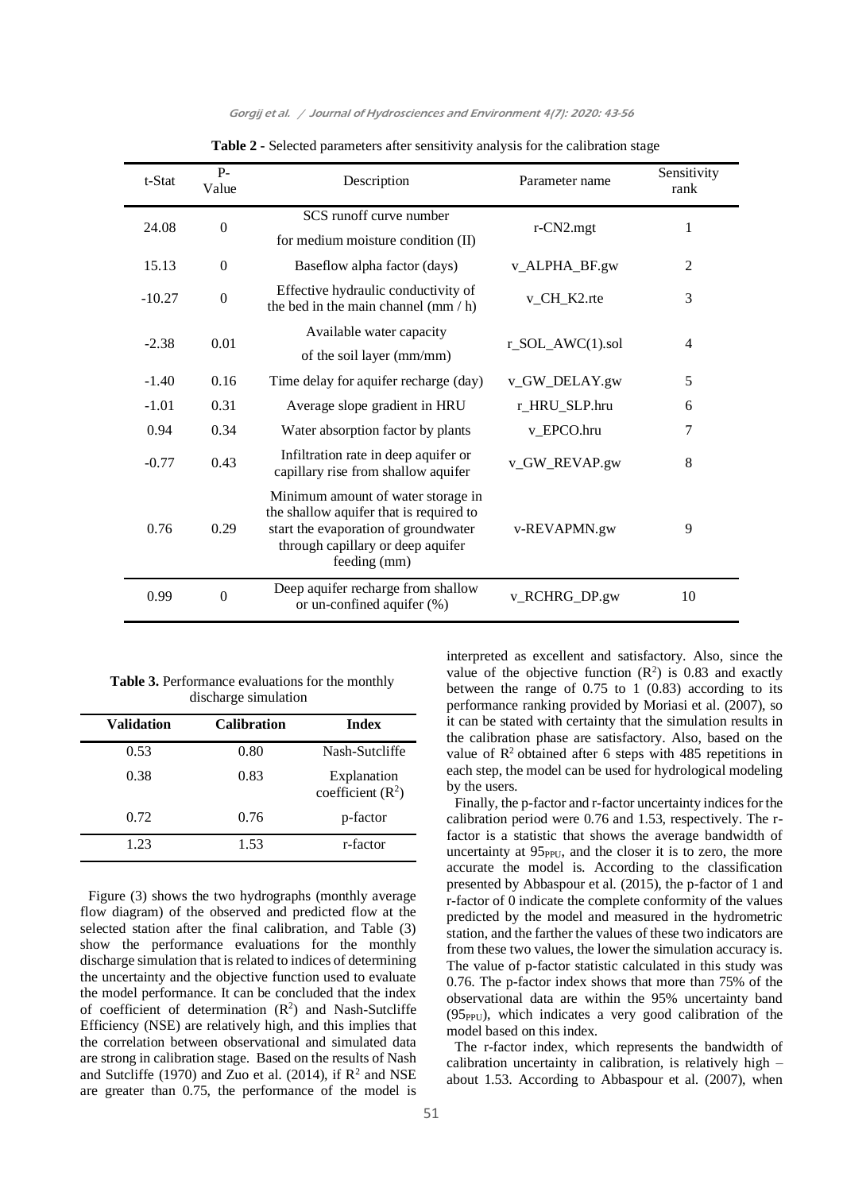**Table 2 -** Selected parameters after sensitivity analysis for the calibration stage

| t-Stat | P-Value | Description | Parameter name | Sensitivity rank |
|---|---|---|---|---|
| 24.08 | 0 | SCS runoff curve number for medium moisture condition (II) | r-CN2.mgt | 1 |
| 15.13 | 0 | Baseflow alpha factor (days) | v_ALPHA_BF.gw | 2 |
| -10.27 | 0 | Effective hydraulic conductivity of the bed in the main channel (mm / h) | v_CH_K2.rte | 3 |
| -2.38 | 0.01 | Available water capacity of the soil layer (mm/mm) | r_SOL_AWC(1).sol | 4 |
| -1.40 | 0.16 | Time delay for aquifer recharge (day) | v_GW_DELAY.gw | 5 |
| -1.01 | 0.31 | Average slope gradient in HRU | r_HRU_SLP.hru | 6 |
| 0.94 | 0.34 | Water absorption factor by plants | v_EPCO.hru | 7 |
| -0.77 | 0.43 | Infiltration rate in deep aquifer or capillary rise from shallow aquifer | v_GW_REVAP.gw | 8 |
| 0.76 | 0.29 | Minimum amount of water storage in the shallow aquifer that is required to start the evaporation of groundwater through capillary or deep aquifer feeding (mm) | v-REVAPMN.gw | 9 |
| 0.99 | 0 | Deep aquifer recharge from shallow or un-confined aquifer (%) | v_RCHRG_DP.gw | 10 |

**Table 3.** Performance evaluations for the monthly discharge simulation

| Validation | Calibration | Index |
|---|---|---|
| 0.53 | 0.80 | Nash-Sutcliffe |
| 0.38 | 0.83 | Explanation coefficient ($R^2$) |
| 0.72 | 0.76 | p-factor |
| 1.23 | 1.53 | r-factor |

Figure (3) shows the two hydrographs (monthly average flow diagram) of the observed and predicted flow at the selected station after the final calibration, and Table (3) show the performance evaluations for the monthly discharge simulation that is related to indices of determining the uncertainty and the objective function used to evaluate the model performance. It can be concluded that the index of coefficient of determination ($R^2$) and Nash-Sutcliffe Efficiency (NSE) are relatively high, and this implies that the correlation between observational and simulated data are strong in calibration stage. Based on the results of Nash and Sutcliffe (1970) and Zuo et al. (2014), if $R^2$ and NSE are greater than 0.75, the performance of the model is interpreted as excellent and satisfactory. Also, since the value of the objective function ($R^2$) is 0.83 and exactly between the range of 0.75 to 1 (0.83) according to its performance ranking provided by Moriasi et al. (2007), so it can be stated with certainty that the simulation results in the calibration phase are satisfactory. Also, based on the value of $R^2$ obtained after 6 steps with 485 repetitions in each step, the model can be used for hydrological modeling by the users.

Finally, the p-factor and r-factor uncertainty indices for the calibration period were 0.76 and 1.53, respectively. The r-factor is a statistic that shows the average bandwidth of uncertainty at $95_{PPU}$, and the closer it is to zero, the more accurate the model is. According to the classification presented by Abbaspour et al. (2015), the p-factor of 1 and r-factor of 0 indicate the complete conformity of the values predicted by the model and measured in the hydrometric station, and the farther the values of these two indicators are from these two values, the lower the simulation accuracy is. The value of p-factor statistic calculated in this study was 0.76. The p-factor index shows that more than 75% of the observational data are within the 95% uncertainty band ($95_{PPU}$), which indicates a very good calibration of the model based on this index.

The r-factor index, which represents the bandwidth of calibration uncertainty in calibration, is relatively high – about 1.53. According to Abbaspour et al. (2007), when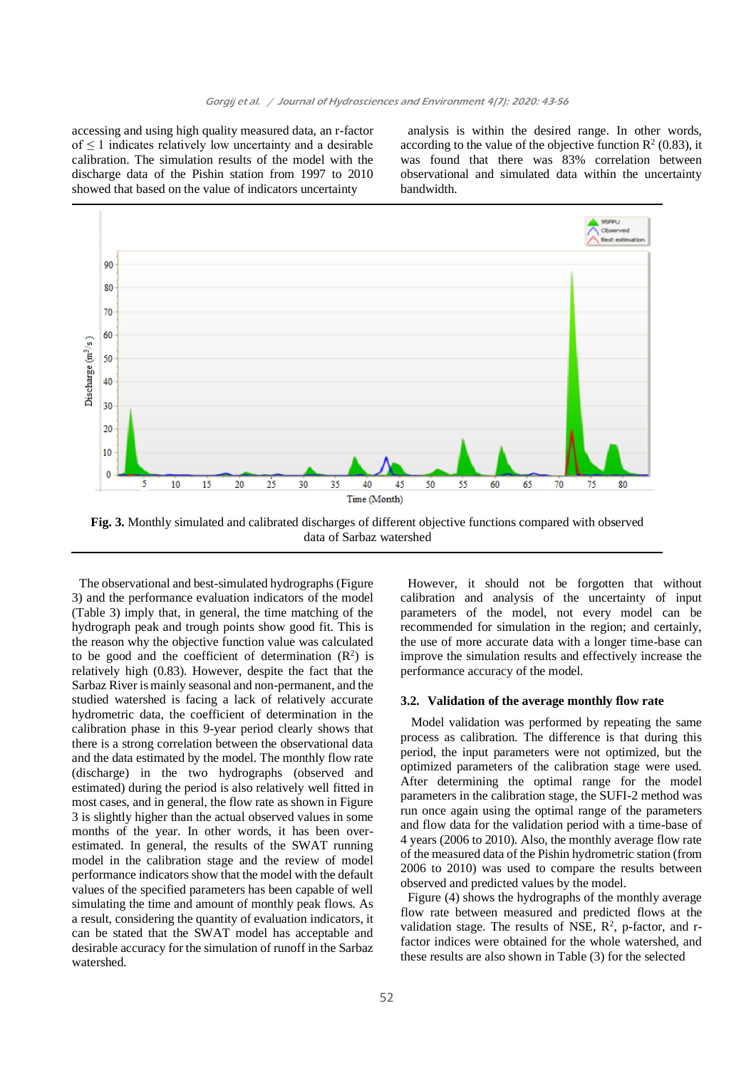accessing and using high quality measured data, an r-factor of ≤ 1 indicates relatively low uncertainty and a desirable calibration. The simulation results of the model with the discharge data of the Pishin station from 1997 to 2010 showed that based on the value of indicators uncertainty analysis is within the desired range. In other words, according to the value of the objective function $R^2$ (0.83), it was found that there was 83% correlation between observational and simulated data within the uncertainty bandwidth.

**Fig. 3.** Monthly simulated and calibrated discharges of different objective functions compared with observed data of Sarbaz watershed

The observational and best-simulated hydrographs (Figure 3) and the performance evaluation indicators of the model (Table 3) imply that, in general, the time matching of the hydrograph peak and trough points show good fit. This is the reason why the objective function value was calculated to be good and the coefficient of determination ($R^2$) is relatively high (0.83). However, despite the fact that the Sarbaz River is mainly seasonal and non-permanent, and the studied watershed is facing a lack of relatively accurate hydrometric data, the coefficient of determination in the calibration phase in this 9-year period clearly shows that there is a strong correlation between the observational data and the data estimated by the model. The monthly flow rate (discharge) in the two hydrographs (observed and estimated) during the period is also relatively well fitted in most cases, and in general, the flow rate as shown in Figure 3 is slightly higher than the actual observed values in some months of the year. In other words, it has been over-estimated. In general, the results of the SWAT running model in the calibration stage and the review of model performance indicators show that the model with the default values of the specified parameters has been capable of well simulating the time and amount of monthly peak flows. As a result, considering the quantity of evaluation indicators, it can be stated that the SWAT model has acceptable and desirable accuracy for the simulation of runoff in the Sarbaz watershed.

However, it should not be forgotten that without calibration and analysis of the uncertainty of input parameters of the model, not every model can be recommended for simulation in the region; and certainly, the use of more accurate data with a longer time-base can improve the simulation results and effectively increase the performance accuracy of the model.

### 3.2. Validation of the average monthly flow rate

Model validation was performed by repeating the same process as calibration. The difference is that during this period, the input parameters were not optimized, but the optimized parameters of the calibration stage were used. After determining the optimal range for the model parameters in the calibration stage, the SUFI-2 method was run once again using the optimal range of the parameters and flow data for the validation period with a time-base of 4 years (2006 to 2010). Also, the monthly average flow rate of the measured data of the Pishin hydrometric station (from 2006 to 2010) was used to compare the results between observed and predicted values by the model.

Figure (4) shows the hydrographs of the monthly average flow rate between measured and predicted flows at the validation stage. The results of NSE, $R^2$, p-factor, and r-factor indices were obtained for the whole watershed, and these results are also shown in Table (3) for the selected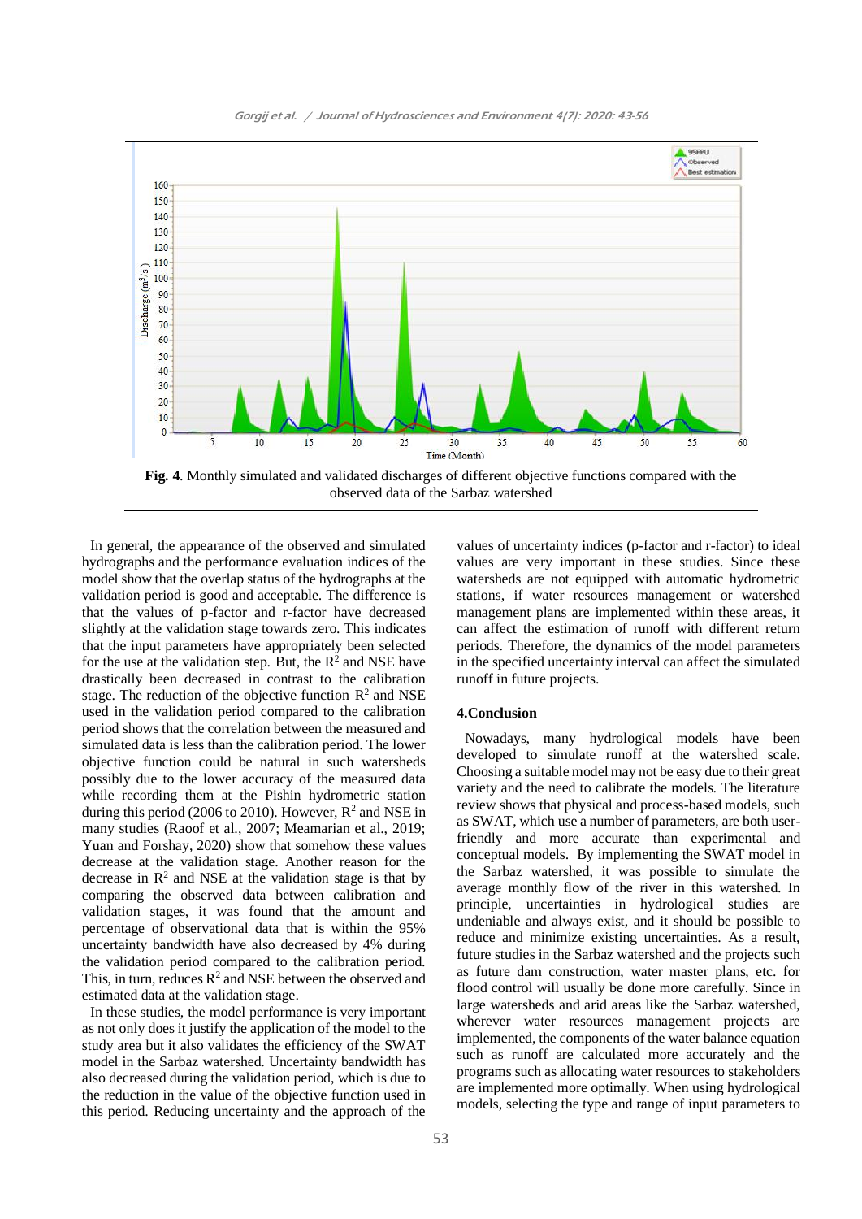**Fig. 4**. Monthly simulated and validated discharges of different objective functions compared with the observed data of the Sarbaz watershed

In general, the appearance of the observed and simulated hydrographs and the performance evaluation indices of the model show that the overlap status of the hydrographs at the validation period is good and acceptable. The difference is that the values of p-factor and r-factor have decreased slightly at the validation stage towards zero. This indicates that the input parameters have appropriately been selected for the use at the validation step. But, the $R^2$ and NSE have drastically been decreased in contrast to the calibration stage. The reduction of the objective function $R^2$ and NSE used in the validation period compared to the calibration period shows that the correlation between the measured and simulated data is less than the calibration period. The lower objective function could be natural in such watersheds possibly due to the lower accuracy of the measured data while recording them at the Pishin hydrometric station during this period (2006 to 2010). However, $R^2$ and NSE in many studies (Raoof et al., 2007; Meamarian et al., 2019; Yuan and Forshay, 2020) show that somehow these values decrease at the validation stage. Another reason for the decrease in $R^2$ and NSE at the validation stage is that by comparing the observed data between calibration and validation stages, it was found that the amount and percentage of observational data that is within the 95% uncertainty bandwidth have also decreased by 4% during the validation period compared to the calibration period. This, in turn, reduces $R^2$ and NSE between the observed and estimated data at the validation stage.

In these studies, the model performance is very important as not only does it justify the application of the model to the study area but it also validates the efficiency of the SWAT model in the Sarbaz watershed. Uncertainty bandwidth has also decreased during the validation period, which is due to the reduction in the value of the objective function used in this period. Reducing uncertainty and the approach of the values of uncertainty indices (p-factor and r-factor) to ideal values are very important in these studies. Since these watersheds are not equipped with automatic hydrometric stations, if water resources management or watershed management plans are implemented within these areas, it can affect the estimation of runoff with different return periods. Therefore, the dynamics of the model parameters in the specified uncertainty interval can affect the simulated runoff in future projects.

## 4.Conclusion

Nowadays, many hydrological models have been developed to simulate runoff at the watershed scale. Choosing a suitable model may not be easy due to their great variety and the need to calibrate the models. The literature review shows that physical and process-based models, such as SWAT, which use a number of parameters, are both user-friendly and more accurate than experimental and conceptual models. By implementing the SWAT model in the Sarbaz watershed, it was possible to simulate the average monthly flow of the river in this watershed. In principle, uncertainties in hydrological studies are undeniable and always exist, and it should be possible to reduce and minimize existing uncertainties. As a result, future studies in the Sarbaz watershed and the projects such as future dam construction, water master plans, etc. for flood control will usually be done more carefully. Since in large watersheds and arid areas like the Sarbaz watershed, wherever water resources management projects are implemented, the components of the water balance equation such as runoff are calculated more accurately and the programs such as allocating water resources to stakeholders are implemented more optimally. When using hydrological models, selecting the type and range of input parameters to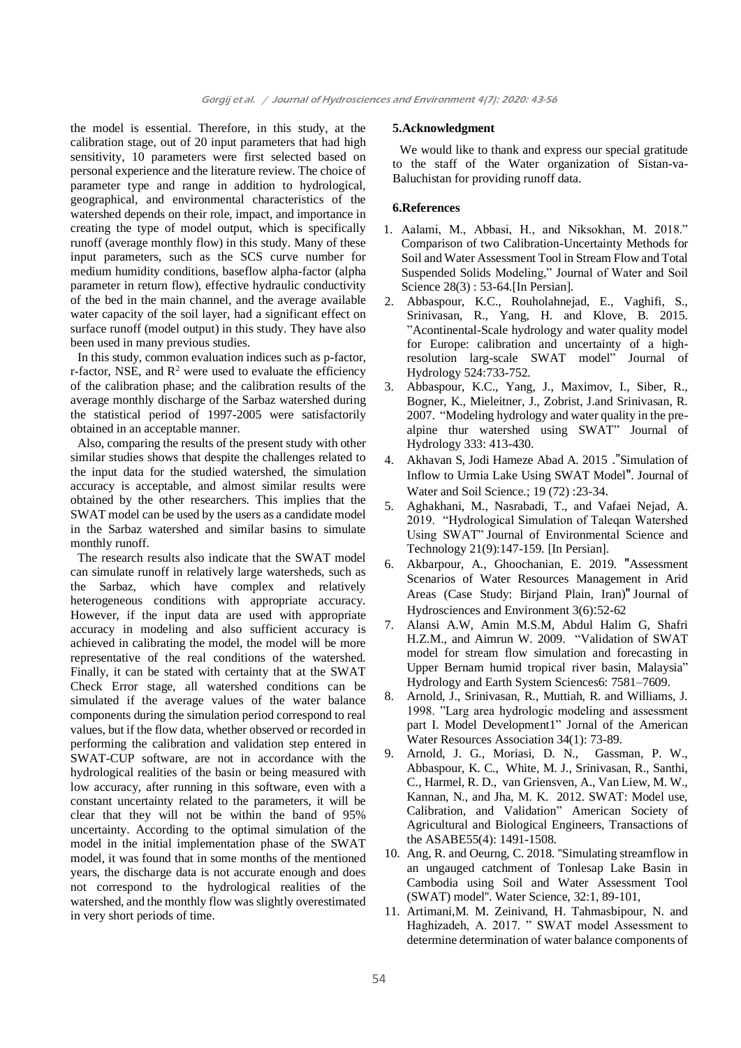the model is essential. Therefore, in this study, at the calibration stage, out of 20 input parameters that had high sensitivity, 10 parameters were first selected based on personal experience and the literature review. The choice of parameter type and range in addition to hydrological, geographical, and environmental characteristics of the watershed depends on their role, impact, and importance in creating the type of model output, which is specifically runoff (average monthly flow) in this study. Many of these input parameters, such as the SCS curve number for medium humidity conditions, baseflow alpha-factor (alpha parameter in return flow), effective hydraulic conductivity of the bed in the main channel, and the average available water capacity of the soil layer, had a significant effect on surface runoff (model output) in this study. They have also been used in many previous studies.

In this study, common evaluation indices such as p-factor, r-factor, NSE, and $R^2$ were used to evaluate the efficiency of the calibration phase; and the calibration results of the average monthly discharge of the Sarbaz watershed during the statistical period of 1997-2005 were satisfactorily obtained in an acceptable manner.

Also, comparing the results of the present study with other similar studies shows that despite the challenges related to the input data for the studied watershed, the simulation accuracy is acceptable, and almost similar results were obtained by the other researchers. This implies that the SWAT model can be used by the users as a candidate model in the Sarbaz watershed and similar basins to simulate monthly runoff.

The research results also indicate that the SWAT model can simulate runoff in relatively large watersheds, such as the Sarbaz, which have complex and relatively heterogeneous conditions with appropriate accuracy. However, if the input data are used with appropriate accuracy in modeling and also sufficient accuracy is achieved in calibrating the model, the model will be more representative of the real conditions of the watershed. Finally, it can be stated with certainty that at the SWAT Check Error stage, all watershed conditions can be simulated if the average values of the water balance components during the simulation period correspond to real values, but if the flow data, whether observed or recorded in performing the calibration and validation step entered in SWAT-CUP software, are not in accordance with the hydrological realities of the basin or being measured with low accuracy, after running in this software, even with a constant uncertainty related to the parameters, it will be clear that they will not be within the band of 95% uncertainty. According to the optimal simulation of the model in the initial implementation phase of the SWAT model, it was found that in some months of the mentioned years, the discharge data is not accurate enough and does not correspond to the hydrological realities of the watershed, and the monthly flow was slightly overestimated in very short periods of time.

## 5.Acknowledgment

We would like to thank and express our special gratitude to the staff of the Water organization of Sistan-va-Baluchistan for providing runoff data.

## 6.References

1. Aalami, M., Abbasi, H., and Niksokhan, M. 2018." Comparison of two Calibration-Uncertainty Methods for Soil and Water Assessment Tool in Stream Flow and Total Suspended Solids Modeling," Journal of Water and Soil Science 28(3) : 53-64.[In Persian].
2. Abbaspour, K.C., Rouholahnejad, E., Vaghifi, S., Srinivasan, R., Yang, H. and Klove, B. 2015. "Acontinental-Scale hydrology and water quality model for Europe: calibration and uncertainty of a high-resolution larg-scale SWAT model" Journal of Hydrology 524:733-752.
3. Abbaspour, K.C., Yang, J., Maximov, I., Siber, R., Bogner, K., Mieleitner, J., Zobrist, J.and Srinivasan, R. 2007. "Modeling hydrology and water quality in the pre-alpine thur watershed using SWAT" Journal of Hydrology 333: 413-430.
4. Akhavan S, Jodi Hameze Abad A. 2015 ."Simulation of Inflow to Urmia Lake Using SWAT Model". Journal of Water and Soil Science.; 19 (72) :23-34.
5. Aghakhani, M., Nasrabadi, T., and Vafaei Nejad, A. 2019. "Hydrological Simulation of Taleqan Watershed Using SWAT" Journal of Environmental Science and Technology 21(9):147-159. [In Persian].
6. Akbarpour, A., Ghoochanian, E. 2019. "Assessment Scenarios of Water Resources Management in Arid Areas (Case Study: Birjand Plain, Iran)" Journal of Hydrosciences and Environment 3(6):52-62
7. Alansi A.W, Amin M.S.M, Abdul Halim G, Shafri H.Z.M., and Aimrun W. 2009. "Validation of SWAT model for stream flow simulation and forecasting in Upper Bernam humid tropical river basin, Malaysia" Hydrology and Earth System Sciences6: 7581–7609.
8. Arnold, J., Srinivasan, R., Muttiah, R. and Williams, J. 1998. "Larg area hydrologic modeling and assessment part I. Model Development1" Jornal of the American Water Resources Association 34(1): 73-89.
9. Arnold, J. G., Moriasi, D. N., Gassman, P. W., Abbaspour, K. C., White, M. J., Srinivasan, R., Santhi, C., Harmel, R. D., van Griensven, A., Van Liew, M. W., Kannan, N., and Jha, M. K. 2012. SWAT: Model use, Calibration, and Validation" American Society of Agricultural and Biological Engineers, Transactions of the ASABE55(4): 1491-1508.
10. Ang, R. and Oeurng, C. 2018. "Simulating streamflow in an ungauged catchment of Tonlesap Lake Basin in Cambodia using Soil and Water Assessment Tool (SWAT) model". Water Science, 32:1, 89-101,
11. Artimani,M. M. Zeinivand, H. Tahmasbipour, N. and Haghizadeh, A. 2017. " SWAT model Assessment to determine determination of water balance components of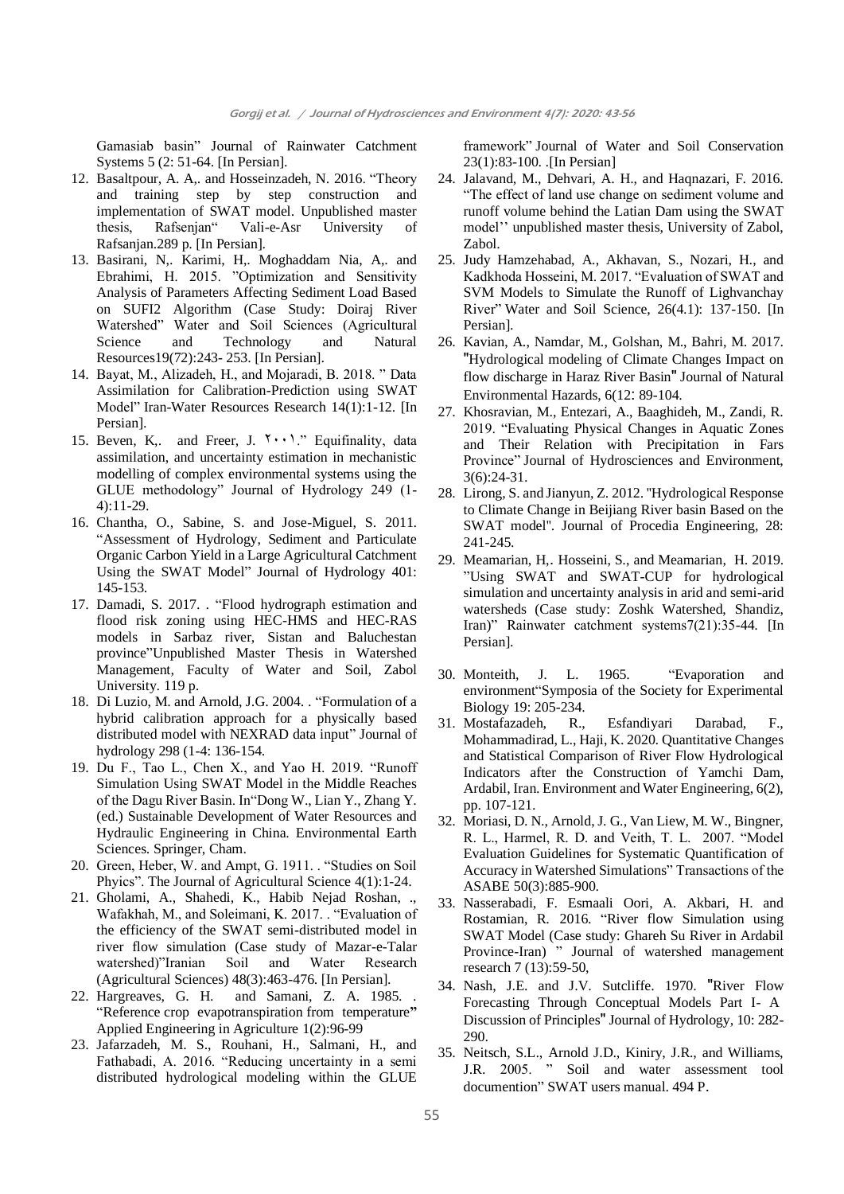Gamasiab basin" Journal of Rainwater Catchment Systems 5 (2: 51-64. [In Persian].

12. Basaltpour, A. A,. and Hosseinzadeh, N. 2016. "Theory and training step by step construction and implementation of SWAT model. Unpublished master thesis, Rafsenjan" Vali-e-Asr University of Rafsanjan.289 p. [In Persian].
13. Basirani, N,. Karimi, H,. Moghaddam Nia, A,. and Ebrahimi, H. 2015. "Optimization and Sensitivity Analysis of Parameters Affecting Sediment Load Based on SUFI2 Algorithm (Case Study: Doiraj River Watershed" Water and Soil Sciences (Agricultural Science and Technology and Natural Resources19(72):243- 253. [In Persian].
14. Bayat, M., Alizadeh, H., and Mojaradi, B. 2018. " Data Assimilation for Calibration-Prediction using SWAT Model" Iran-Water Resources Research 14(1):1-12. [In Persian].
15. Beven, K,. and Freer, J. ۲۰۰۱." Equifinality, data assimilation, and uncertainty estimation in mechanistic modelling of complex environmental systems using the GLUE methodology" Journal of Hydrology 249 (1-4):11-29.
16. Chantha, O., Sabine, S. and Jose-Miguel, S. 2011. "Assessment of Hydrology, Sediment and Particulate Organic Carbon Yield in a Large Agricultural Catchment Using the SWAT Model" Journal of Hydrology 401: 145-153.
17. Damadi, S. 2017. . "Flood hydrograph estimation and flood risk zoning using HEC-HMS and HEC-RAS models in Sarbaz river, Sistan and Baluchestan province"Unpublished Master Thesis in Watershed Management, Faculty of Water and Soil, Zabol University. 119 p.
18. Di Luzio, M. and Arnold, J.G. 2004. . "Formulation of a hybrid calibration approach for a physically based distributed model with NEXRAD data input" Journal of hydrology 298 (1-4: 136-154.
19. Du F., Tao L., Chen X., and Yao H. 2019. "Runoff Simulation Using SWAT Model in the Middle Reaches of the Dagu River Basin. In"Dong W., Lian Y., Zhang Y. (ed.) Sustainable Development of Water Resources and Hydraulic Engineering in China. Environmental Earth Sciences. Springer, Cham.
20. Green, Heber, W. and Ampt, G. 1911. . "Studies on Soil Phyics". The Journal of Agricultural Science 4(1):1-24.
21. Gholami, A., Shahedi, K., Habib Nejad Roshan, ., Wafakhah, M., and Soleimani, K. 2017. . "Evaluation of the efficiency of the SWAT semi-distributed model in river flow simulation (Case study of Mazar-e-Talar watershed)"Iranian Soil and Water Research (Agricultural Sciences) 48(3):463-476. [In Persian].
22. Hargreaves, G. H. and Samani, Z. A. 1985. . "Reference crop evapotranspiration from temperature" Applied Engineering in Agriculture 1(2):96-99
23. Jafarzadeh, M. S., Rouhani, H., Salmani, H., and Fathabadi, A. 2016. "Reducing uncertainty in a semi distributed hydrological modeling within the GLUE framework" Journal of Water and Soil Conservation 23(1):83-100. .[In Persian]
24. Jalavand, M., Dehvari, A. H., and Haqnazari, F. 2016. "The effect of land use change on sediment volume and runoff volume behind the Latian Dam using the SWAT model'' unpublished master thesis, University of Zabol, Zabol.
25. Judy Hamzehabad, A., Akhavan, S., Nozari, H., and Kadkhoda Hosseini, M. 2017. "Evaluation of SWAT and SVM Models to Simulate the Runoff of Lighvanchay River" Water and Soil Science, 26(4.1): 137-150. [In Persian].
26. Kavian, A., Namdar, M., Golshan, M., Bahri, M. 2017. "Hydrological modeling of Climate Changes Impact on flow discharge in Haraz River Basin" Journal of Natural Environmental Hazards, 6(12: 89-104.
27. Khosravian, M., Entezari, A., Baaghideh, M., Zandi, R. 2019. "Evaluating Physical Changes in Aquatic Zones and Their Relation with Precipitation in Fars Province" Journal of Hydrosciences and Environment, 3(6):24-31.
28. Lirong, S. and Jianyun, Z. 2012. "Hydrological Response to Climate Change in Beijiang River basin Based on the SWAT model". Journal of Procedia Engineering, 28: 241-245.
29. Meamarian, H,. Hosseini, S., and Meamarian, H. 2019. "Using SWAT and SWAT-CUP for hydrological simulation and uncertainty analysis in arid and semi-arid watersheds (Case study: Zoshk Watershed, Shandiz, Iran)" Rainwater catchment systems7(21):35-44. [In Persian].
30. Monteith, J. L. 1965. "Evaporation and environment"Symposia of the Society for Experimental Biology 19: 205-234.
31. Mostafazadeh, R., Esfandiyari Darabad, F., Mohammadirad, L., Haji, K. 2020. Quantitative Changes and Statistical Comparison of River Flow Hydrological Indicators after the Construction of Yamchi Dam, Ardabil, Iran. Environment and Water Engineering, 6(2), pp. 107-121.
32. Moriasi, D. N., Arnold, J. G., Van Liew, M. W., Bingner, R. L., Harmel, R. D. and Veith, T. L. 2007. "Model Evaluation Guidelines for Systematic Quantification of Accuracy in Watershed Simulations" Transactions of the ASABE 50(3):885-900.
33. Nasserabadi, F. Esmaali Oori, A. Akbari, H. and Rostamian, R. 2016. "River flow Simulation using SWAT Model (Case study: Ghareh Su River in Ardabil Province-Iran) " Journal of watershed management research 7 (13):59-50,
34. Nash, J.E. and J.V. Sutcliffe. 1970. "River Flow Forecasting Through Conceptual Models Part I- A Discussion of Principles" Journal of Hydrology, 10: 282-290.
35. Neitsch, S.L., Arnold J.D., Kiniry, J.R., and Williams, J.R. 2005. " Soil and water assessment tool documention" SWAT users manual. 494 P.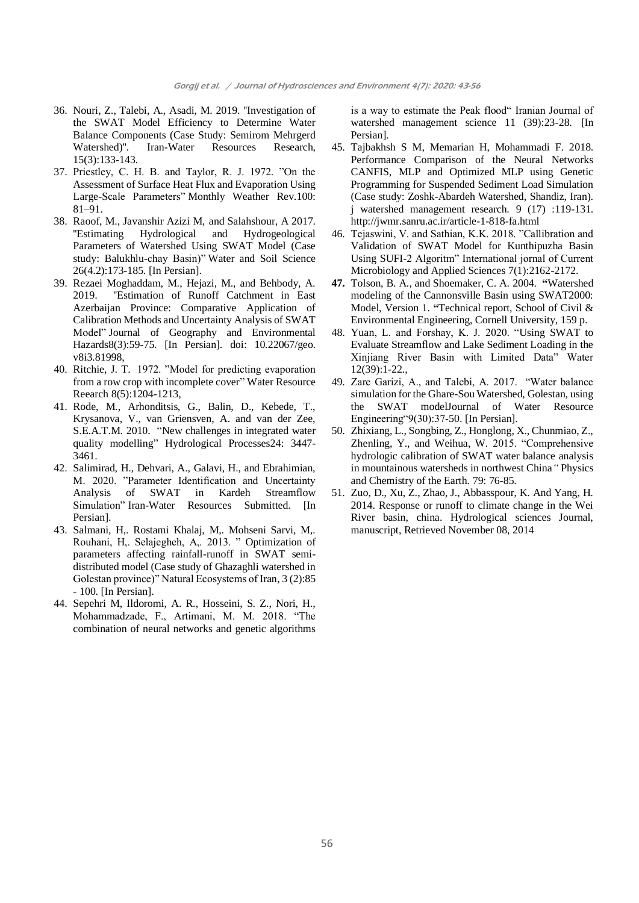36. Nouri, Z., Talebi, A., Asadi, M. 2019. "Investigation of the SWAT Model Efficiency to Determine Water Balance Components (Case Study: Semirom Mehrgerd Watershed)". Iran-Water Resources Research, 15(3):133-143.
37. Priestley, C. H. B. and Taylor, R. J. 1972. "On the Assessment of Surface Heat Flux and Evaporation Using Large-Scale Parameters" Monthly Weather Rev.100: 81–91.
38. Raoof, M., Javanshir Azizi M, and Salahshour, A 2017. "Estimating Hydrological and Hydrogeological Parameters of Watershed Using SWAT Model (Case study: Balukhlu-chay Basin)" Water and Soil Science 26(4.2):173-185. [In Persian].
39. Rezaei Moghaddam, M., Hejazi, M., and Behbody, A. 2019. "Estimation of Runoff Catchment in East Azerbaijan Province: Comparative Application of Calibration Methods and Uncertainty Analysis of SWAT Model" Journal of Geography and Environmental Hazards8(3):59-75. [In Persian]. doi: 10.22067/geo. v8i3.81998,
40. Ritchie, J. T. 1972. "Model for predicting evaporation from a row crop with incomplete cover" Water Resource Reearch 8(5):1204-1213,
41. Rode, M., Arhonditsis, G., Balin, D., Kebede, T., Krysanova, V., van Griensven, A. and van der Zee, S.E.A.T.M. 2010. "New challenges in integrated water quality modelling" Hydrological Processes24: 3447-3461.
42. Salimirad, H., Dehvari, A., Galavi, H., and Ebrahimian, M. 2020. "Parameter Identification and Uncertainty Analysis of SWAT in Kardeh Streamflow Simulation" Iran-Water Resources Submitted. [In Persian].
43. Salmani, H,. Rostami Khalaj, M,. Mohseni Sarvi, M,. Rouhani, H,. Selajegheh, A,. 2013. " Optimization of parameters affecting rainfall-runoff in SWAT semi-distributed model (Case study of Ghazaghli watershed in Golestan province)" Natural Ecosystems of Iran, 3 (2):85 - 100. [In Persian].
44. Sepehri M, Ildoromi, A. R., Hosseini, S. Z., Nori, H., Mohammadzade, F., Artimani, M. M. 2018. "The combination of neural networks and genetic algorithms is a way to estimate the Peak flood" Iranian Journal of watershed management science 11 (39):23-28. [In Persian].
45. Tajbakhsh S M, Memarian H, Mohammadi F. 2018. Performance Comparison of the Neural Networks CANFIS, MLP and Optimized MLP using Genetic Programming for Suspended Sediment Load Simulation (Case study: Zoshk-Abardeh Watershed, Shandiz, Iran). j watershed management research. 9 (17) :119-131. http://jwmr.sanru.ac.ir/article-1-818-fa.html
46. Tejaswini, V. and Sathian, K.K. 2018. "Callibration and Validation of SWAT Model for Kunthipuzha Basin Using SUFI-2 Algoritm" International jornal of Current Microbiology and Applied Sciences 7(1):2162-2172.
47. Tolson, B. A., and Shoemaker, C. A. 2004. "Watershed modeling of the Cannonsville Basin using SWAT2000: Model, Version 1. "Technical report, School of Civil & Environmental Engineering, Cornell University, 159 p.
48. Yuan, L. and Forshay, K. J. 2020. "Using SWAT to Evaluate Streamflow and Lake Sediment Loading in the Xinjiang River Basin with Limited Data" Water 12(39):1-22.,
49. Zare Garizi, A., and Talebi, A. 2017. "Water balance simulation for the Ghare-Sou Watershed, Golestan, using the SWAT modelJournal of Water Resource Engineering"9(30):37-50. [In Persian].
50. Zhixiang, L., Songbing, Z., Honglong, X., Chunmiao, Z., Zhenling, Y., and Weihua, W. 2015. "Comprehensive hydrologic calibration of SWAT water balance analysis in mountainous watersheds in northwest China" Physics and Chemistry of the Earth. 79: 76-85.
51. Zuo, D., Xu, Z., Zhao, J., Abbasspour, K. And Yang, H. 2014. Response or runoff to climate change in the Wei River basin, china. Hydrological sciences Journal, manuscript, Retrieved November 08, 2014